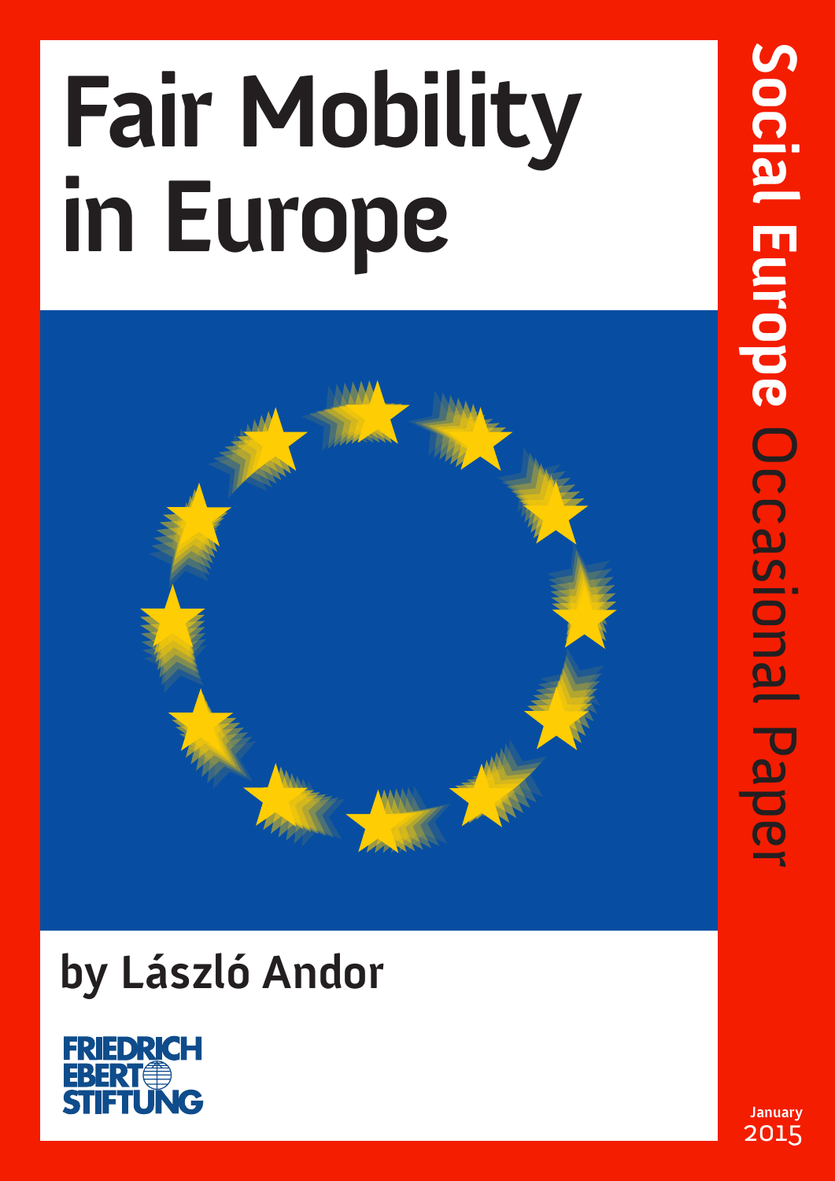# Fair Mobility in Europe

by László Andor

FRIEDRICH EBERT STIFTUNG

Social Europe Occasional Paper

January 2015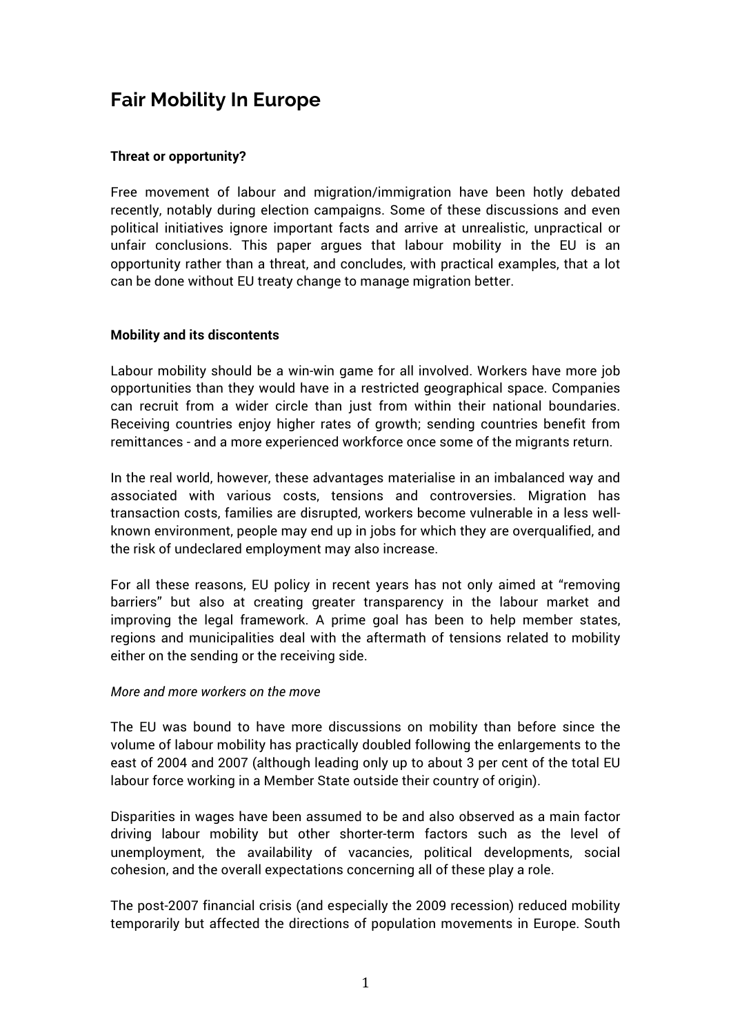# Fair Mobility In Europe

**Threat or opportunity?**

Free movement of labour and migration/immigration have been hotly debated recently, notably during election campaigns. Some of these discussions and even political initiatives ignore important facts and arrive at unrealistic, unpractical or unfair conclusions. This paper argues that labour mobility in the EU is an opportunity rather than a threat, and concludes, with practical examples, that a lot can be done without EU treaty change to manage migration better.

**Mobility and its discontents**

Labour mobility should be a win-win game for all involved. Workers have more job opportunities than they would have in a restricted geographical space. Companies can recruit from a wider circle than just from within their national boundaries. Receiving countries enjoy higher rates of growth; sending countries benefit from remittances - and a more experienced workforce once some of the migrants return.

In the real world, however, these advantages materialise in an imbalanced way and associated with various costs, tensions and controversies. Migration has transaction costs, families are disrupted, workers become vulnerable in a less well-known environment, people may end up in jobs for which they are overqualified, and the risk of undeclared employment may also increase.

For all these reasons, EU policy in recent years has not only aimed at "removing barriers" but also at creating greater transparency in the labour market and improving the legal framework. A prime goal has been to help member states, regions and municipalities deal with the aftermath of tensions related to mobility either on the sending or the receiving side.

*More and more workers on the move*

The EU was bound to have more discussions on mobility than before since the volume of labour mobility has practically doubled following the enlargements to the east of 2004 and 2007 (although leading only up to about 3 per cent of the total EU labour force working in a Member State outside their country of origin).

Disparities in wages have been assumed to be and also observed as a main factor driving labour mobility but other shorter-term factors such as the level of unemployment, the availability of vacancies, political developments, social cohesion, and the overall expectations concerning all of these play a role.

The post-2007 financial crisis (and especially the 2009 recession) reduced mobility temporarily but affected the directions of population movements in Europe. South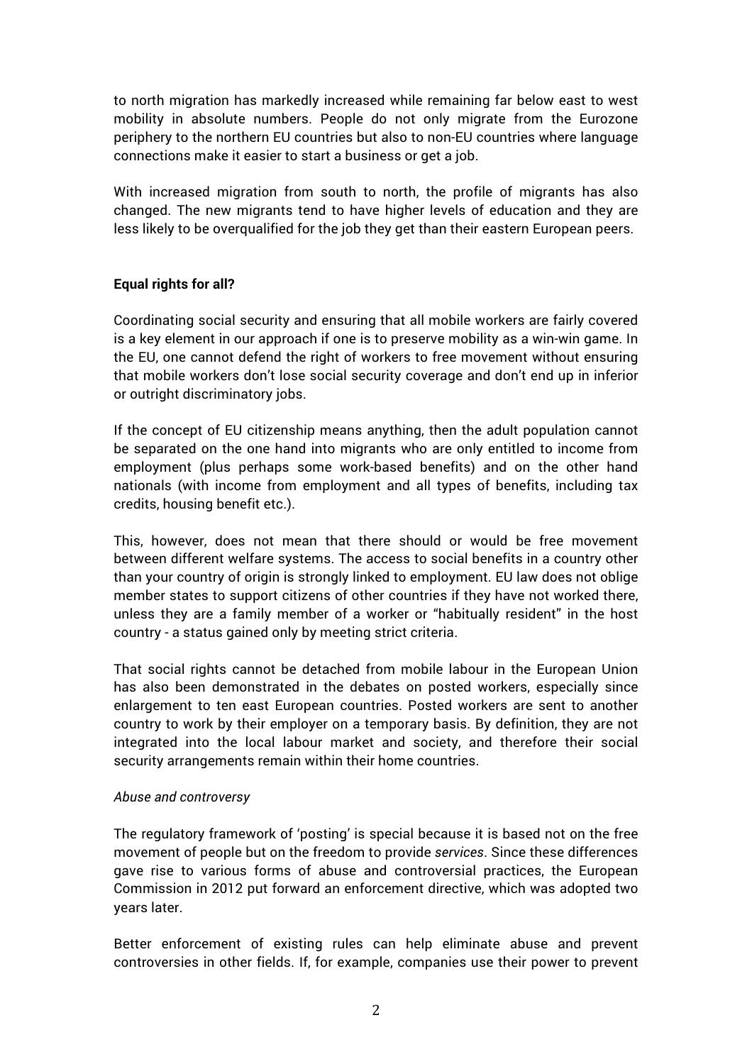to north migration has markedly increased while remaining far below east to west mobility in absolute numbers. People do not only migrate from the Eurozone periphery to the northern EU countries but also to non-EU countries where language connections make it easier to start a business or get a job.

With increased migration from south to north, the profile of migrants has also changed. The new migrants tend to have higher levels of education and they are less likely to be overqualified for the job they get than their eastern European peers.

**Equal rights for all?**

Coordinating social security and ensuring that all mobile workers are fairly covered is a key element in our approach if one is to preserve mobility as a win-win game. In the EU, one cannot defend the right of workers to free movement without ensuring that mobile workers don't lose social security coverage and don't end up in inferior or outright discriminatory jobs.

If the concept of EU citizenship means anything, then the adult population cannot be separated on the one hand into migrants who are only entitled to income from employment (plus perhaps some work-based benefits) and on the other hand nationals (with income from employment and all types of benefits, including tax credits, housing benefit etc.).

This, however, does not mean that there should or would be free movement between different welfare systems. The access to social benefits in a country other than your country of origin is strongly linked to employment. EU law does not oblige member states to support citizens of other countries if they have not worked there, unless they are a family member of a worker or "habitually resident" in the host country - a status gained only by meeting strict criteria.

That social rights cannot be detached from mobile labour in the European Union has also been demonstrated in the debates on posted workers, especially since enlargement to ten east European countries. Posted workers are sent to another country to work by their employer on a temporary basis. By definition, they are not integrated into the local labour market and society, and therefore their social security arrangements remain within their home countries.

*Abuse and controversy*

The regulatory framework of 'posting' is special because it is based not on the free movement of people but on the freedom to provide *services*. Since these differences gave rise to various forms of abuse and controversial practices, the European Commission in 2012 put forward an enforcement directive, which was adopted two years later.

Better enforcement of existing rules can help eliminate abuse and prevent controversies in other fields. If, for example, companies use their power to prevent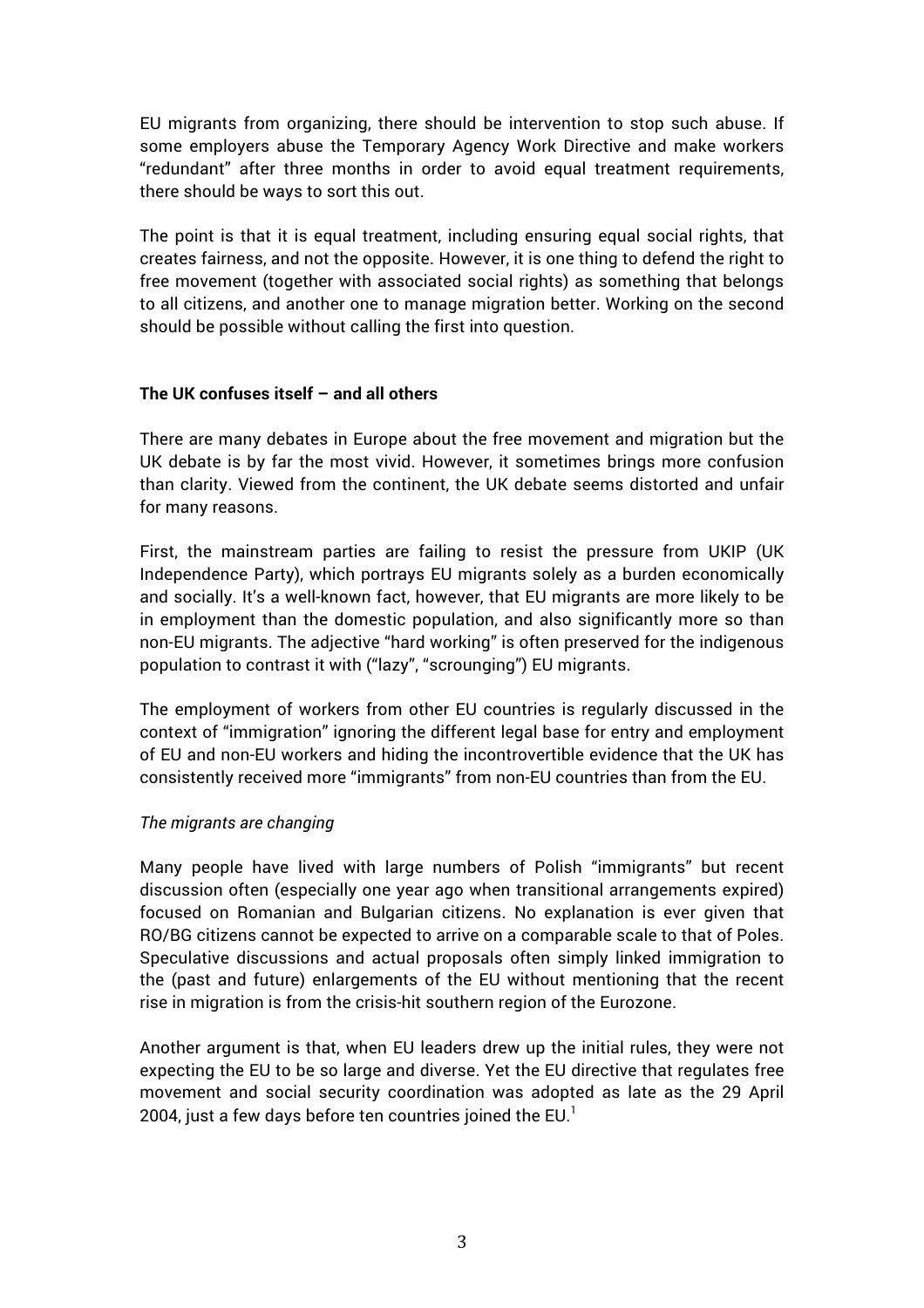EU migrants from organizing, there should be intervention to stop such abuse. If some employers abuse the Temporary Agency Work Directive and make workers "redundant" after three months in order to avoid equal treatment requirements, there should be ways to sort this out.

The point is that it is equal treatment, including ensuring equal social rights, that creates fairness, and not the opposite. However, it is one thing to defend the right to free movement (together with associated social rights) as something that belongs to all citizens, and another one to manage migration better. Working on the second should be possible without calling the first into question.

**The UK confuses itself – and all others**

There are many debates in Europe about the free movement and migration but the UK debate is by far the most vivid. However, it sometimes brings more confusion than clarity. Viewed from the continent, the UK debate seems distorted and unfair for many reasons.

First, the mainstream parties are failing to resist the pressure from UKIP (UK Independence Party), which portrays EU migrants solely as a burden economically and socially. It's a well-known fact, however, that EU migrants are more likely to be in employment than the domestic population, and also significantly more so than non-EU migrants. The adjective "hard working" is often preserved for the indigenous population to contrast it with ("lazy", "scrounging") EU migrants.

The employment of workers from other EU countries is regularly discussed in the context of "immigration" ignoring the different legal base for entry and employment of EU and non-EU workers and hiding the incontrovertible evidence that the UK has consistently received more "immigrants" from non-EU countries than from the EU.

*The migrants are changing*

Many people have lived with large numbers of Polish "immigrants" but recent discussion often (especially one year ago when transitional arrangements expired) focused on Romanian and Bulgarian citizens. No explanation is ever given that RO/BG citizens cannot be expected to arrive on a comparable scale to that of Poles. Speculative discussions and actual proposals often simply linked immigration to the (past and future) enlargements of the EU without mentioning that the recent rise in migration is from the crisis-hit southern region of the Eurozone.

Another argument is that, when EU leaders drew up the initial rules, they were not expecting the EU to be so large and diverse. Yet the EU directive that regulates free movement and social security coordination was adopted as late as the 29 April 2004, just a few days before ten countries joined the EU.[1]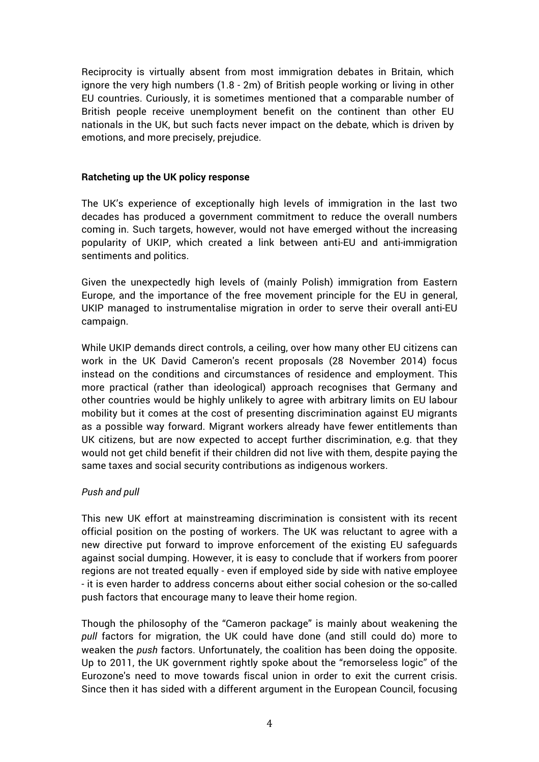Reciprocity is virtually absent from most immigration debates in Britain, which ignore the very high numbers (1.8 - 2m) of British people working or living in other EU countries. Curiously, it is sometimes mentioned that a comparable number of British people receive unemployment benefit on the continent than other EU nationals in the UK, but such facts never impact on the debate, which is driven by emotions, and more precisely, prejudice.

**Ratcheting up the UK policy response**

The UK's experience of exceptionally high levels of immigration in the last two decades has produced a government commitment to reduce the overall numbers coming in. Such targets, however, would not have emerged without the increasing popularity of UKIP, which created a link between anti-EU and anti-immigration sentiments and politics.

Given the unexpectedly high levels of (mainly Polish) immigration from Eastern Europe, and the importance of the free movement principle for the EU in general, UKIP managed to instrumentalise migration in order to serve their overall anti-EU campaign.

While UKIP demands direct controls, a ceiling, over how many other EU citizens can work in the UK David Cameron's recent proposals (28 November 2014) focus instead on the conditions and circumstances of residence and employment. This more practical (rather than ideological) approach recognises that Germany and other countries would be highly unlikely to agree with arbitrary limits on EU labour mobility but it comes at the cost of presenting discrimination against EU migrants as a possible way forward. Migrant workers already have fewer entitlements than UK citizens, but are now expected to accept further discrimination, e.g. that they would not get child benefit if their children did not live with them, despite paying the same taxes and social security contributions as indigenous workers.

*Push and pull*

This new UK effort at mainstreaming discrimination is consistent with its recent official position on the posting of workers. The UK was reluctant to agree with a new directive put forward to improve enforcement of the existing EU safeguards against social dumping. However, it is easy to conclude that if workers from poorer regions are not treated equally - even if employed side by side with native employee - it is even harder to address concerns about either social cohesion or the so-called push factors that encourage many to leave their home region.

Though the philosophy of the "Cameron package" is mainly about weakening the *pull* factors for migration, the UK could have done (and still could do) more to weaken the *push* factors. Unfortunately, the coalition has been doing the opposite. Up to 2011, the UK government rightly spoke about the "remorseless logic" of the Eurozone's need to move towards fiscal union in order to exit the current crisis. Since then it has sided with a different argument in the European Council, focusing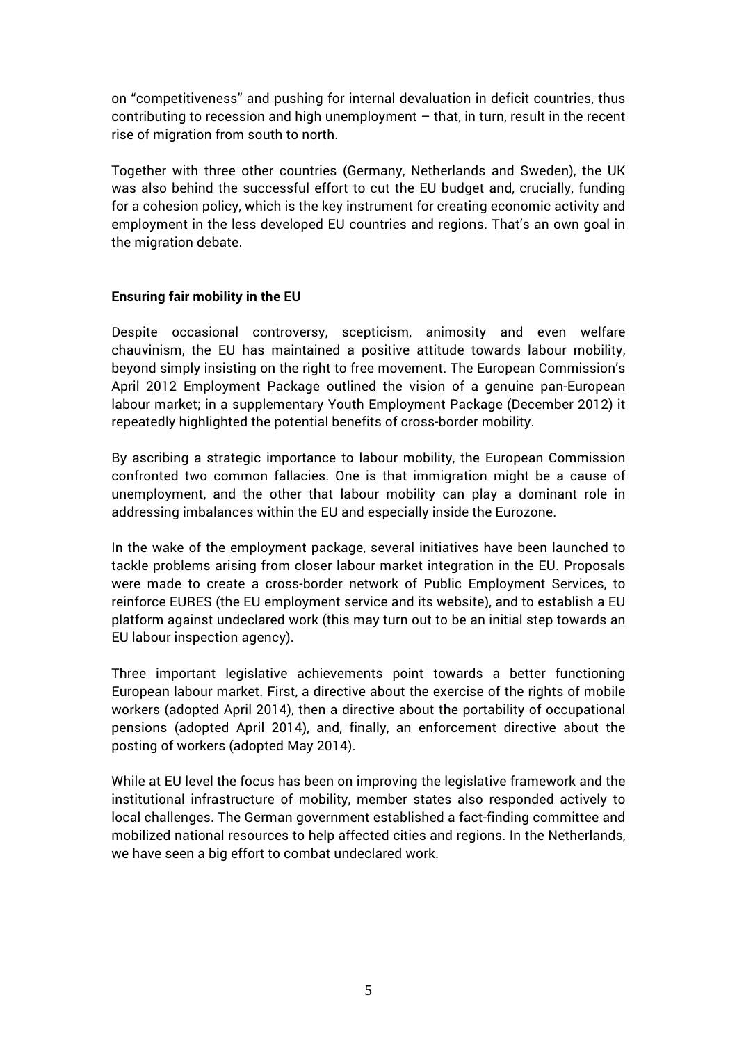on "competitiveness" and pushing for internal devaluation in deficit countries, thus contributing to recession and high unemployment – that, in turn, result in the recent rise of migration from south to north.

Together with three other countries (Germany, Netherlands and Sweden), the UK was also behind the successful effort to cut the EU budget and, crucially, funding for a cohesion policy, which is the key instrument for creating economic activity and employment in the less developed EU countries and regions. That's an own goal in the migration debate.

**Ensuring fair mobility in the EU**

Despite occasional controversy, scepticism, animosity and even welfare chauvinism, the EU has maintained a positive attitude towards labour mobility, beyond simply insisting on the right to free movement. The European Commission's April 2012 Employment Package outlined the vision of a genuine pan-European labour market; in a supplementary Youth Employment Package (December 2012) it repeatedly highlighted the potential benefits of cross-border mobility.

By ascribing a strategic importance to labour mobility, the European Commission confronted two common fallacies. One is that immigration might be a cause of unemployment, and the other that labour mobility can play a dominant role in addressing imbalances within the EU and especially inside the Eurozone.

In the wake of the employment package, several initiatives have been launched to tackle problems arising from closer labour market integration in the EU. Proposals were made to create a cross-border network of Public Employment Services, to reinforce EURES (the EU employment service and its website), and to establish a EU platform against undeclared work (this may turn out to be an initial step towards an EU labour inspection agency).

Three important legislative achievements point towards a better functioning European labour market. First, a directive about the exercise of the rights of mobile workers (adopted April 2014), then a directive about the portability of occupational pensions (adopted April 2014), and, finally, an enforcement directive about the posting of workers (adopted May 2014).

While at EU level the focus has been on improving the legislative framework and the institutional infrastructure of mobility, member states also responded actively to local challenges. The German government established a fact-finding committee and mobilized national resources to help affected cities and regions. In the Netherlands, we have seen a big effort to combat undeclared work.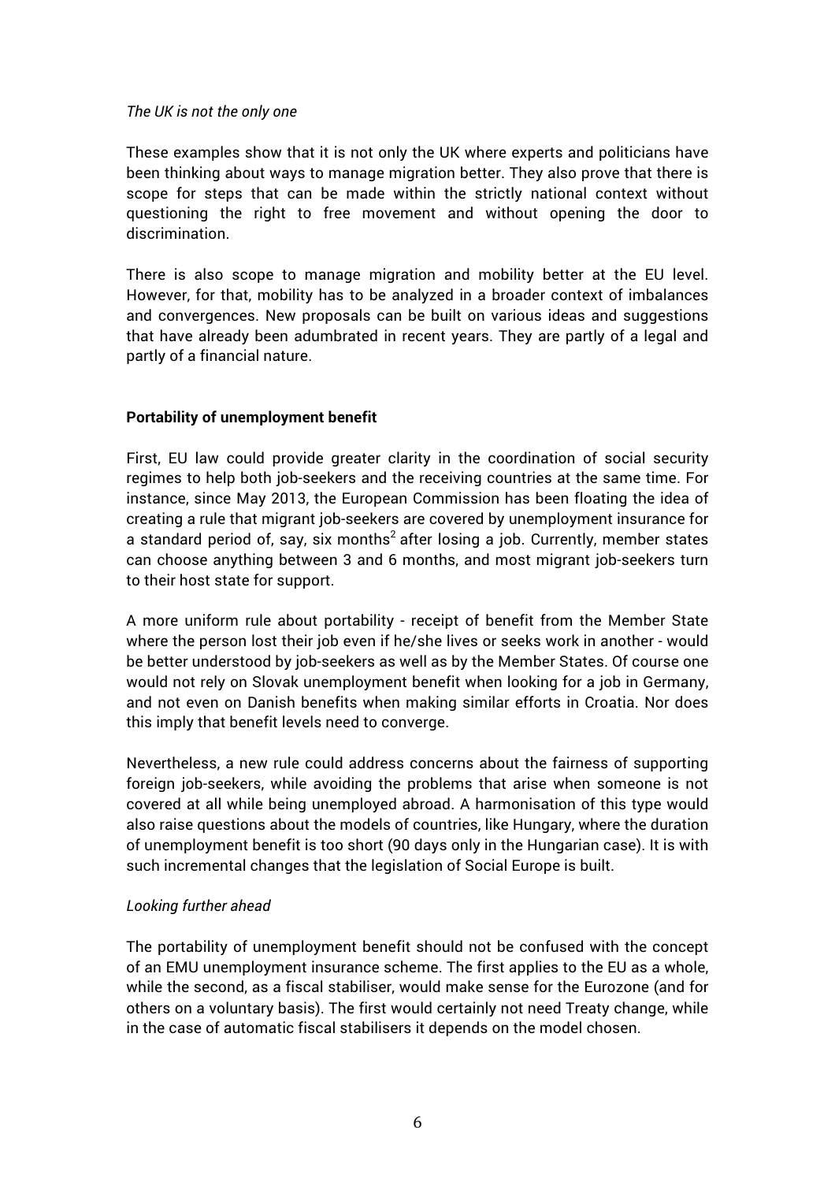*The UK is not the only one*

These examples show that it is not only the UK where experts and politicians have been thinking about ways to manage migration better. They also prove that there is scope for steps that can be made within the strictly national context without questioning the right to free movement and without opening the door to discrimination.

There is also scope to manage migration and mobility better at the EU level. However, for that, mobility has to be analyzed in a broader context of imbalances and convergences. New proposals can be built on various ideas and suggestions that have already been adumbrated in recent years. They are partly of a legal and partly of a financial nature.

**Portability of unemployment benefit**

First, EU law could provide greater clarity in the coordination of social security regimes to help both job-seekers and the receiving countries at the same time. For instance, since May 2013, the European Commission has been floating the idea of creating a rule that migrant job-seekers are covered by unemployment insurance for a standard period of, say, six months[2] after losing a job. Currently, member states can choose anything between 3 and 6 months, and most migrant job-seekers turn to their host state for support.

A more uniform rule about portability - receipt of benefit from the Member State where the person lost their job even if he/she lives or seeks work in another - would be better understood by job-seekers as well as by the Member States. Of course one would not rely on Slovak unemployment benefit when looking for a job in Germany, and not even on Danish benefits when making similar efforts in Croatia. Nor does this imply that benefit levels need to converge.

Nevertheless, a new rule could address concerns about the fairness of supporting foreign job-seekers, while avoiding the problems that arise when someone is not covered at all while being unemployed abroad. A harmonisation of this type would also raise questions about the models of countries, like Hungary, where the duration of unemployment benefit is too short (90 days only in the Hungarian case). It is with such incremental changes that the legislation of Social Europe is built.

*Looking further ahead*

The portability of unemployment benefit should not be confused with the concept of an EMU unemployment insurance scheme. The first applies to the EU as a whole, while the second, as a fiscal stabiliser, would make sense for the Eurozone (and for others on a voluntary basis). The first would certainly not need Treaty change, while in the case of automatic fiscal stabilisers it depends on the model chosen.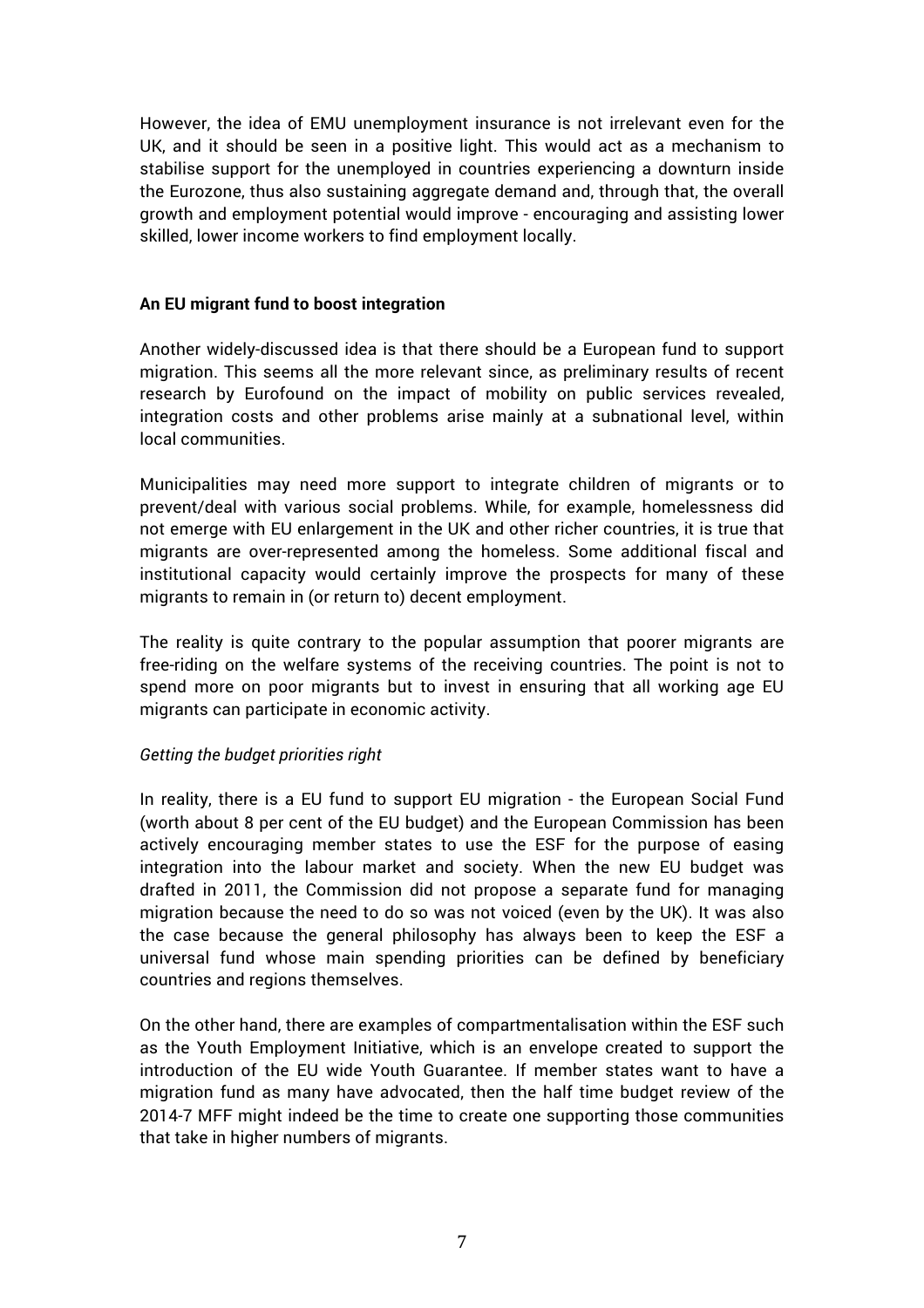However, the idea of EMU unemployment insurance is not irrelevant even for the UK, and it should be seen in a positive light. This would act as a mechanism to stabilise support for the unemployed in countries experiencing a downturn inside the Eurozone, thus also sustaining aggregate demand and, through that, the overall growth and employment potential would improve - encouraging and assisting lower skilled, lower income workers to find employment locally.

**An EU migrant fund to boost integration**

Another widely-discussed idea is that there should be a European fund to support migration. This seems all the more relevant since, as preliminary results of recent research by Eurofound on the impact of mobility on public services revealed, integration costs and other problems arise mainly at a subnational level, within local communities.

Municipalities may need more support to integrate children of migrants or to prevent/deal with various social problems. While, for example, homelessness did not emerge with EU enlargement in the UK and other richer countries, it is true that migrants are over-represented among the homeless. Some additional fiscal and institutional capacity would certainly improve the prospects for many of these migrants to remain in (or return to) decent employment.

The reality is quite contrary to the popular assumption that poorer migrants are free-riding on the welfare systems of the receiving countries. The point is not to spend more on poor migrants but to invest in ensuring that all working age EU migrants can participate in economic activity.

*Getting the budget priorities right*

In reality, there is a EU fund to support EU migration - the European Social Fund (worth about 8 per cent of the EU budget) and the European Commission has been actively encouraging member states to use the ESF for the purpose of easing integration into the labour market and society. When the new EU budget was drafted in 2011, the Commission did not propose a separate fund for managing migration because the need to do so was not voiced (even by the UK). It was also the case because the general philosophy has always been to keep the ESF a universal fund whose main spending priorities can be defined by beneficiary countries and regions themselves.

On the other hand, there are examples of compartmentalisation within the ESF such as the Youth Employment Initiative, which is an envelope created to support the introduction of the EU wide Youth Guarantee. If member states want to have a migration fund as many have advocated, then the half time budget review of the 2014-7 MFF might indeed be the time to create one supporting those communities that take in higher numbers of migrants.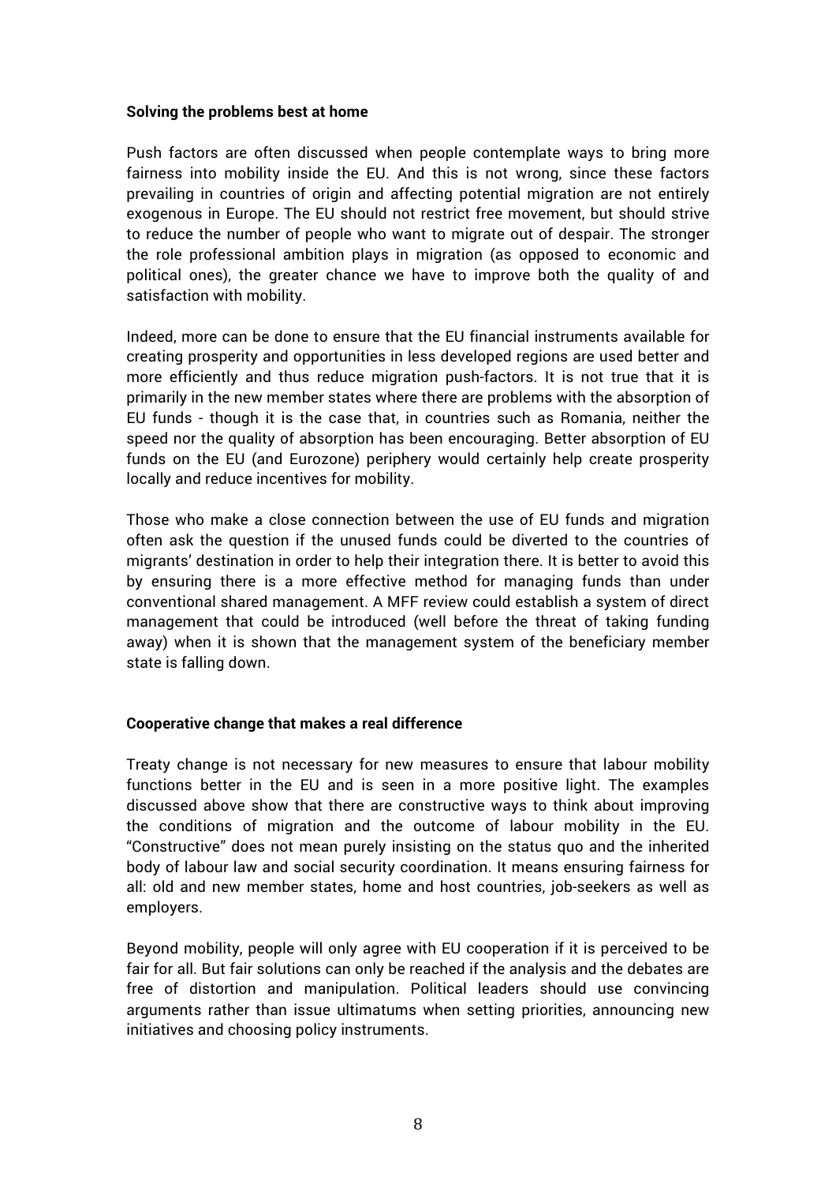**Solving the problems best at home**

Push factors are often discussed when people contemplate ways to bring more fairness into mobility inside the EU. And this is not wrong, since these factors prevailing in countries of origin and affecting potential migration are not entirely exogenous in Europe. The EU should not restrict free movement, but should strive to reduce the number of people who want to migrate out of despair. The stronger the role professional ambition plays in migration (as opposed to economic and political ones), the greater chance we have to improve both the quality of and satisfaction with mobility.

Indeed, more can be done to ensure that the EU financial instruments available for creating prosperity and opportunities in less developed regions are used better and more efficiently and thus reduce migration push-factors. It is not true that it is primarily in the new member states where there are problems with the absorption of EU funds - though it is the case that, in countries such as Romania, neither the speed nor the quality of absorption has been encouraging. Better absorption of EU funds on the EU (and Eurozone) periphery would certainly help create prosperity locally and reduce incentives for mobility.

Those who make a close connection between the use of EU funds and migration often ask the question if the unused funds could be diverted to the countries of migrants' destination in order to help their integration there. It is better to avoid this by ensuring there is a more effective method for managing funds than under conventional shared management. A MFF review could establish a system of direct management that could be introduced (well before the threat of taking funding away) when it is shown that the management system of the beneficiary member state is falling down.

**Cooperative change that makes a real difference**

Treaty change is not necessary for new measures to ensure that labour mobility functions better in the EU and is seen in a more positive light. The examples discussed above show that there are constructive ways to think about improving the conditions of migration and the outcome of labour mobility in the EU. "Constructive" does not mean purely insisting on the status quo and the inherited body of labour law and social security coordination. It means ensuring fairness for all: old and new member states, home and host countries, job-seekers as well as employers.

Beyond mobility, people will only agree with EU cooperation if it is perceived to be fair for all. But fair solutions can only be reached if the analysis and the debates are free of distortion and manipulation. Political leaders should use convincing arguments rather than issue ultimatums when setting priorities, announcing new initiatives and choosing policy instruments.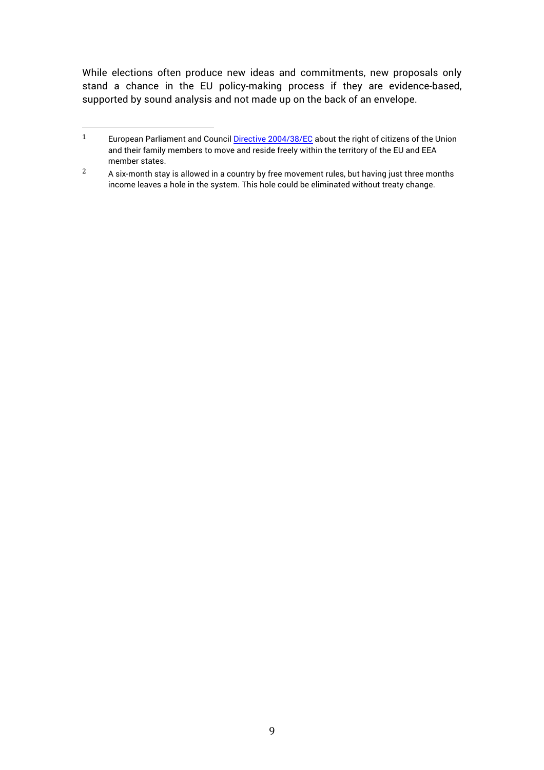While elections often produce new ideas and commitments, new proposals only stand a chance in the EU policy-making process if they are evidence-based, supported by sound analysis and not made up on the back of an envelope.

---

[1] European Parliament and Council [Directive 2004/38/EC](Directive 2004/38/EC) about the right of citizens of the Union and their family members to move and reside freely within the territory of the EU and EEA member states.

[2] A six-month stay is allowed in a country by free movement rules, but having just three months income leaves a hole in the system. This hole could be eliminated without treaty change.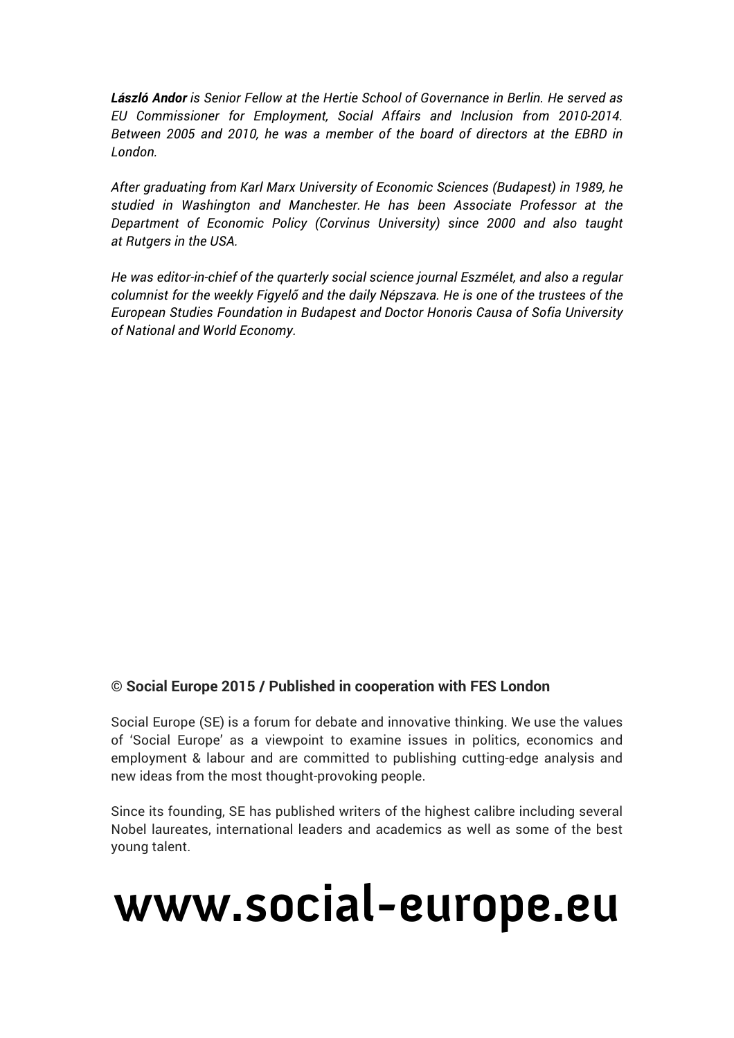***László Andor*** *is Senior Fellow at the Hertie School of Governance in Berlin. He served as EU Commissioner for Employment, Social Affairs and Inclusion from 2010-2014. Between 2005 and 2010, he was a member of the board of directors at the EBRD in London.*

*After graduating from Karl Marx University of Economic Sciences (Budapest) in 1989, he studied in Washington and Manchester. He has been Associate Professor at the Department of Economic Policy (Corvinus University) since 2000 and also taught at Rutgers in the USA.*

*He was editor-in-chief of the quarterly social science journal Eszmélet, and also a regular columnist for the weekly Figyelő and the daily Népszava. He is one of the trustees of the European Studies Foundation in Budapest and Doctor Honoris Causa of Sofia University of National and World Economy.*

**© Social Europe 2015 / Published in cooperation with FES London**

Social Europe (SE) is a forum for debate and innovative thinking. We use the values of 'Social Europe' as a viewpoint to examine issues in politics, economics and employment & labour and are committed to publishing cutting-edge analysis and new ideas from the most thought-provoking people.

Since its founding, SE has published writers of the highest calibre including several Nobel laureates, international leaders and academics as well as some of the best young talent.

# www.social-europe.eu